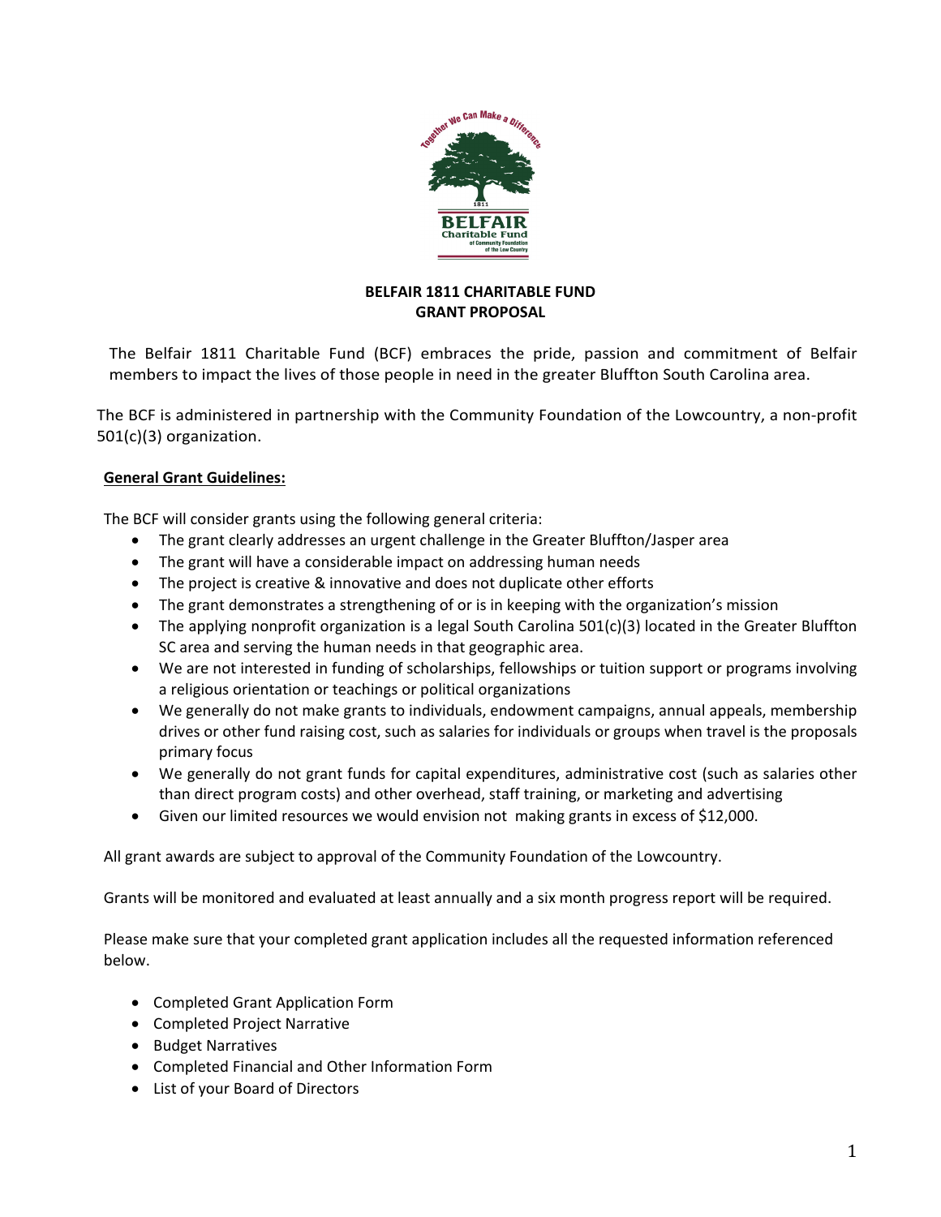# BELFAIR 1811 CHARITABLE FUND
## GRANT PROPOSAL

The Belfair 1811 Charitable Fund (BCF) embraces the pride, passion and commitment of Belfair members to impact the lives of those people in need in the greater Bluffton South Carolina area.

The BCF is administered in partnership with the Community Foundation of the Lowcountry, a non-profit 501(c)(3) organization.

**General Grant Guidelines:**

The BCF will consider grants using the following general criteria:

- The grant clearly addresses an urgent challenge in the Greater Bluffton/Jasper area
- The grant will have a considerable impact on addressing human needs
- The project is creative & innovative and does not duplicate other efforts
- The grant demonstrates a strengthening of or is in keeping with the organization's mission
- The applying nonprofit organization is a legal South Carolina 501(c)(3) located in the Greater Bluffton SC area and serving the human needs in that geographic area.
- We are not interested in funding of scholarships, fellowships or tuition support or programs involving a religious orientation or teachings or political organizations
- We generally do not make grants to individuals, endowment campaigns, annual appeals, membership drives or other fund raising cost, such as salaries for individuals or groups when travel is the proposals primary focus
- We generally do not grant funds for capital expenditures, administrative cost (such as salaries other than direct program costs) and other overhead, staff training, or marketing and advertising
- Given our limited resources we would envision not making grants in excess of $12,000.

All grant awards are subject to approval of the Community Foundation of the Lowcountry.

Grants will be monitored and evaluated at least annually and a six month progress report will be required.

Please make sure that your completed grant application includes all the requested information referenced below.

- Completed Grant Application Form
- Completed Project Narrative
- Budget Narratives
- Completed Financial and Other Information Form
- List of your Board of Directors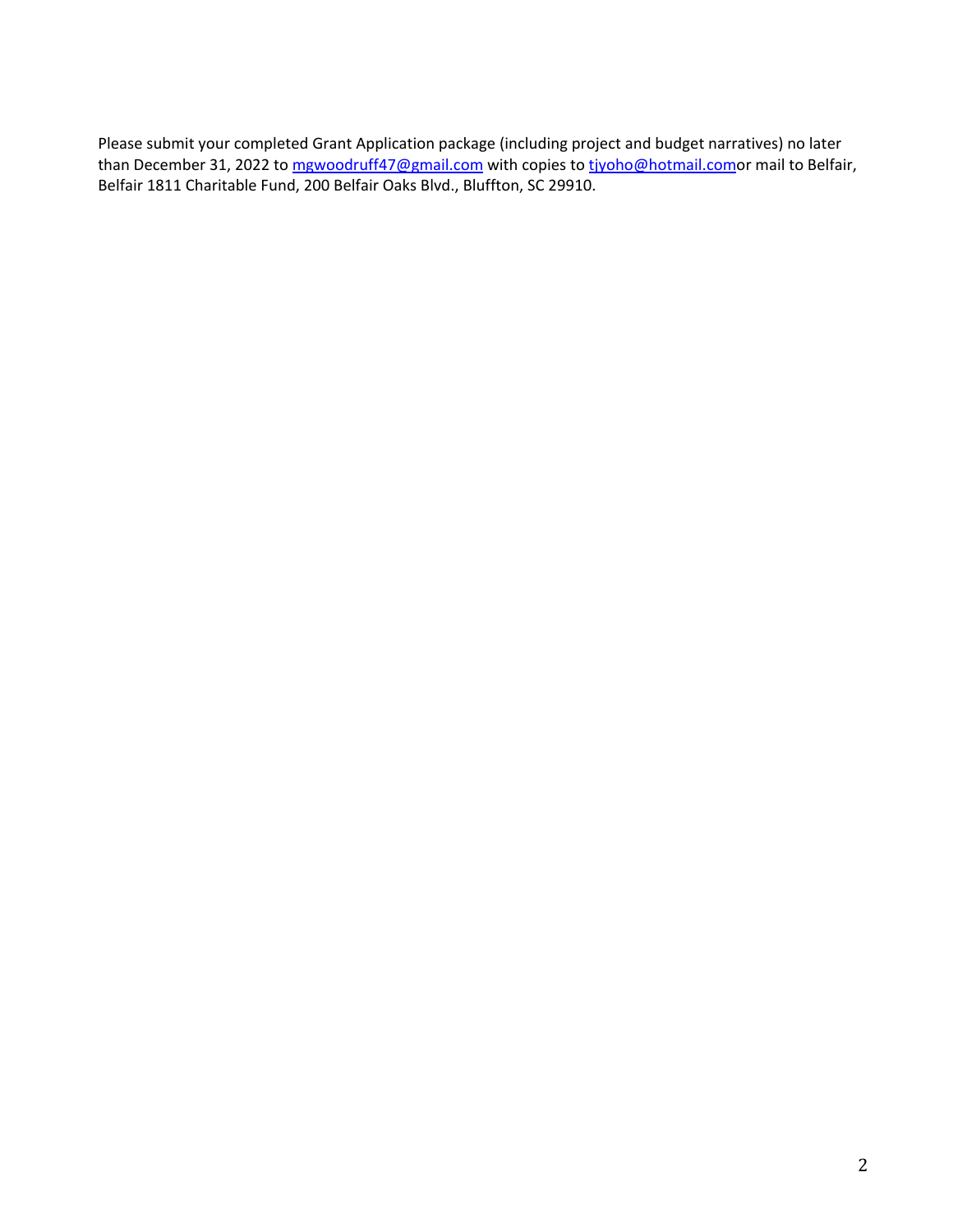Please submit your completed Grant Application package (including project and budget narratives) no later than December 31, 2022 to mgwoodruff47@gmail.com with copies to tjyoho@hotmail.comor mail to Belfair, Belfair 1811 Charitable Fund, 200 Belfair Oaks Blvd., Bluffton, SC 29910.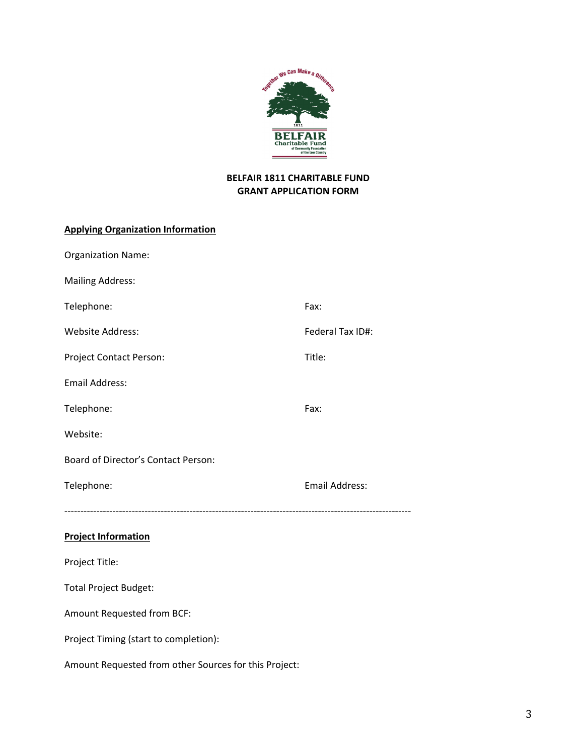# BELFAIR 1811 CHARITABLE FUND
# GRANT APPLICATION FORM

**Applying Organization Information**

Organization Name:

Mailing Address:

Telephone: Fax:

Website Address: Federal Tax ID#:

Project Contact Person: Title:

Email Address:

Telephone: Fax:

Website:

Board of Director's Contact Person:

Telephone: Email Address:

---

**Project Information**

Project Title:

Total Project Budget:

Amount Requested from BCF:

Project Timing (start to completion):

Amount Requested from other Sources for this Project: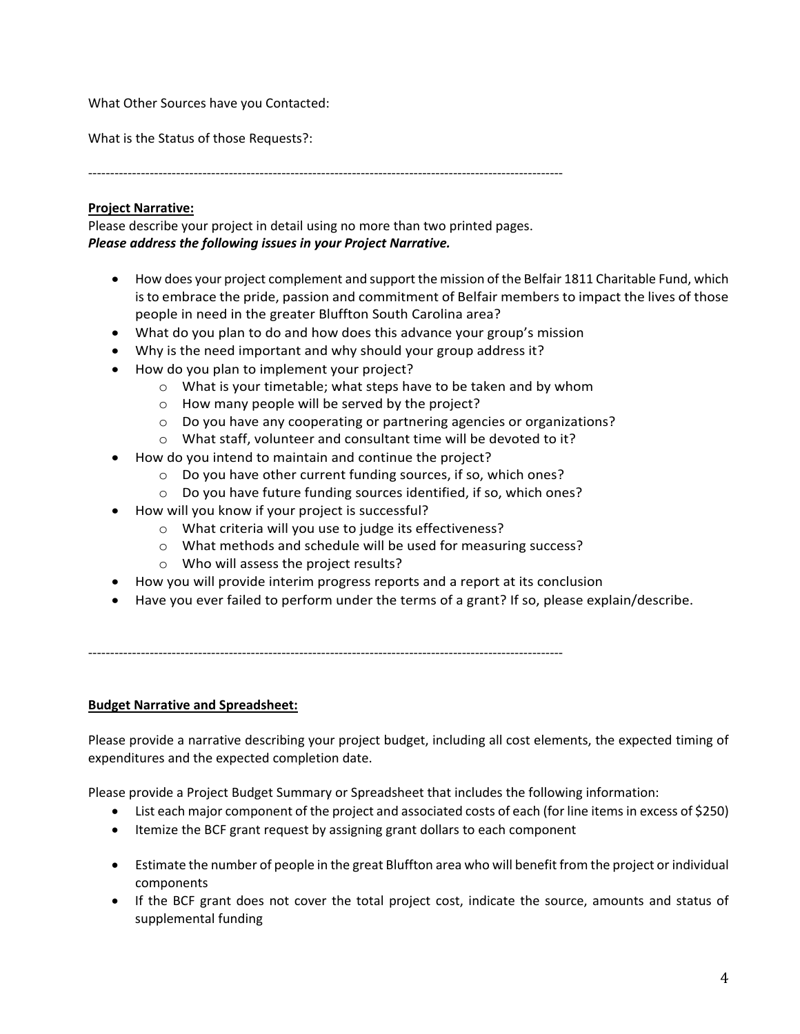What Other Sources have you Contacted:

What is the Status of those Requests?:

---

**Project Narrative:**

Please describe your project in detail using no more than two printed pages.

***Please address the following issues in your Project Narrative.***

- How does your project complement and support the mission of the Belfair 1811 Charitable Fund, which is to embrace the pride, passion and commitment of Belfair members to impact the lives of those people in need in the greater Bluffton South Carolina area?
- What do you plan to do and how does this advance your group's mission
- Why is the need important and why should your group address it?
- How do you plan to implement your project?
    - What is your timetable; what steps have to be taken and by whom
    - How many people will be served by the project?
    - Do you have any cooperating or partnering agencies or organizations?
    - What staff, volunteer and consultant time will be devoted to it?
- How do you intend to maintain and continue the project?
    - Do you have other current funding sources, if so, which ones?
    - Do you have future funding sources identified, if so, which ones?
- How will you know if your project is successful?
    - What criteria will you use to judge its effectiveness?
    - What methods and schedule will be used for measuring success?
    - Who will assess the project results?
- How you will provide interim progress reports and a report at its conclusion
- Have you ever failed to perform under the terms of a grant? If so, please explain/describe.

---

**Budget Narrative and Spreadsheet:**

Please provide a narrative describing your project budget, including all cost elements, the expected timing of expenditures and the expected completion date.

Please provide a Project Budget Summary or Spreadsheet that includes the following information:

- List each major component of the project and associated costs of each (for line items in excess of $250)
- Itemize the BCF grant request by assigning grant dollars to each component
- Estimate the number of people in the great Bluffton area who will benefit from the project or individual components
- If the BCF grant does not cover the total project cost, indicate the source, amounts and status of supplemental funding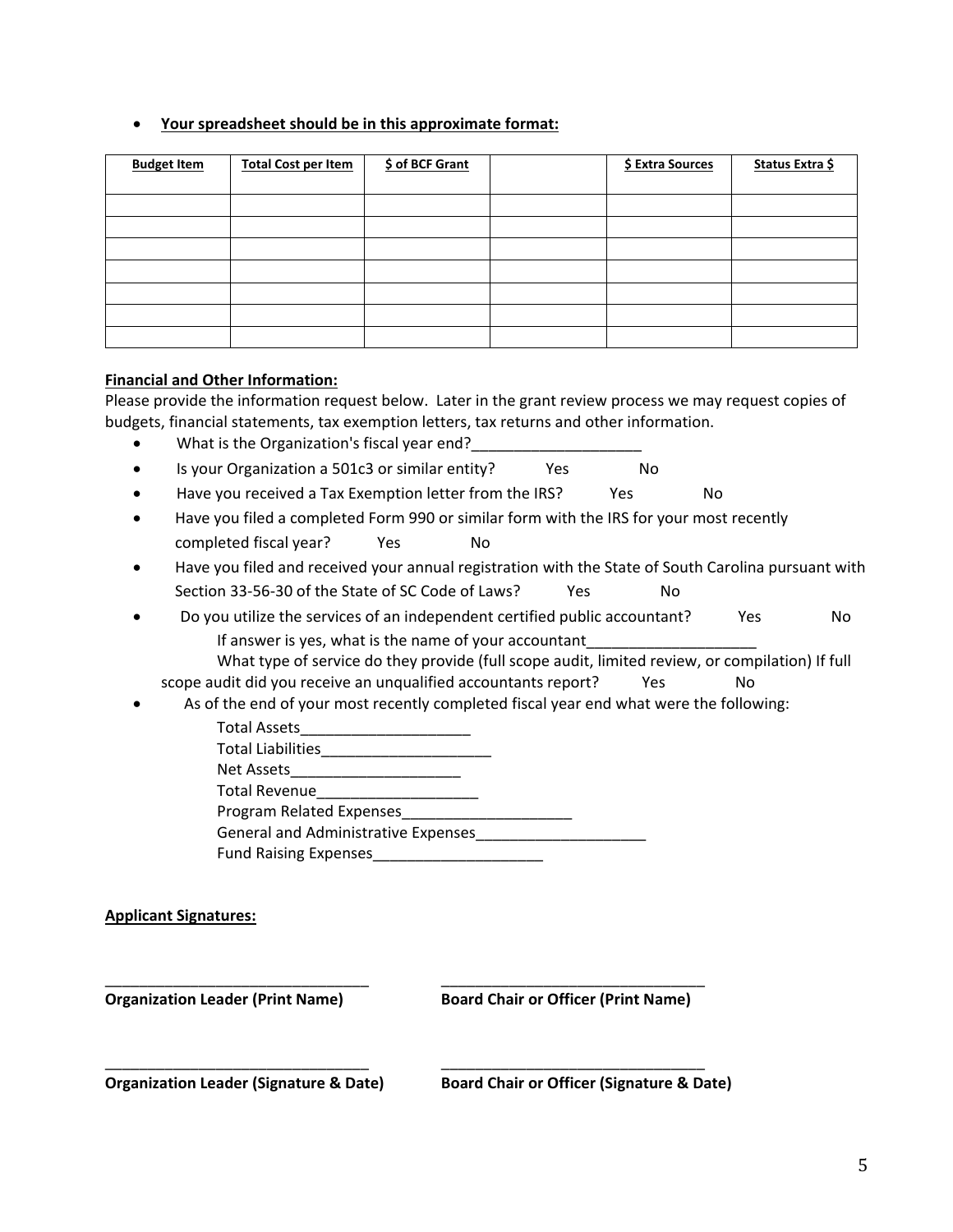- **Your spreadsheet should be in this approximate format:**

| Budget Item | Total Cost per Item | $ of BCF Grant | | $ Extra Sources | Status Extra $ |
|---|---|---|---|---|---|
| | | | | | |
| | | | | | |
| | | | | | |
| | | | | | |
| | | | | | |
| | | | | | |
| | | | | | |

**Financial and Other Information:**

Please provide the information request below. Later in the grant review process we may request copies of budgets, financial statements, tax exemption letters, tax returns and other information.

- What is the Organization's fiscal year end?____________________
- Is your Organization a 501c3 or similar entity? Yes No
- Have you received a Tax Exemption letter from the IRS? Yes No
- Have you filed a completed Form 990 or similar form with the IRS for your most recently completed fiscal year? Yes No
- Have you filed and received your annual registration with the State of South Carolina pursuant with Section 33-56-30 of the State of SC Code of Laws? Yes No
- Do you utilize the services of an independent certified public accountant? Yes No
  - If answer is yes, what is the name of your accountant____________________
  - What type of service do they provide (full scope audit, limited review, or compilation) If full scope audit did you receive an unqualified accountants report? Yes No
- As of the end of your most recently completed fiscal year end what were the following:
  - Total Assets____________________
  - Total Liabilities____________________
  - Net Assets____________________
  - Total Revenue___________________
  - Program Related Expenses____________________
  - General and Administrative Expenses____________________
  - Fund Raising Expenses____________________

**Applicant Signatures:**

_______________________________ _______________________________

**Organization Leader (Print Name)** **Board Chair or Officer (Print Name)**

_______________________________ _______________________________

**Organization Leader (Signature & Date)** **Board Chair or Officer (Signature & Date)**